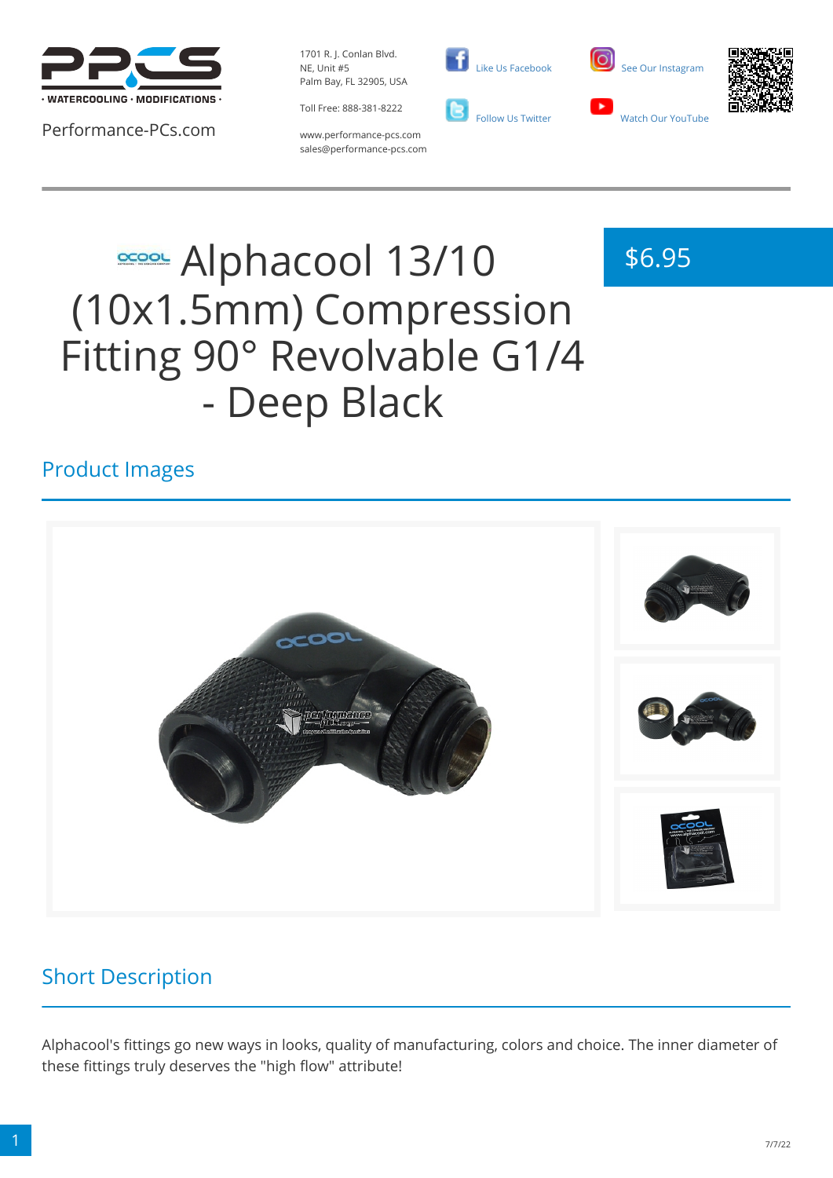Performance-PCs.com

1701 R. J. Conlan Blvd.
NE, Unit #5
Palm Bay, FL 32905, USA

Toll Free: 888-381-8222

www.performance-pcs.com
sales@performance-pcs.com

Like Us Facebook

Follow Us Twitter

See Our Instagram

Watch Our YouTube

# Alphacool 13/10 (10x1.5mm) Compression Fitting 90° Revolvable G1/4 - Deep Black

$6.95

## Product Images

## Short Description

Alphacool's fittings go new ways in looks, quality of manufacturing, colors and choice. The inner diameter of these fittings truly deserves the "high flow" attribute!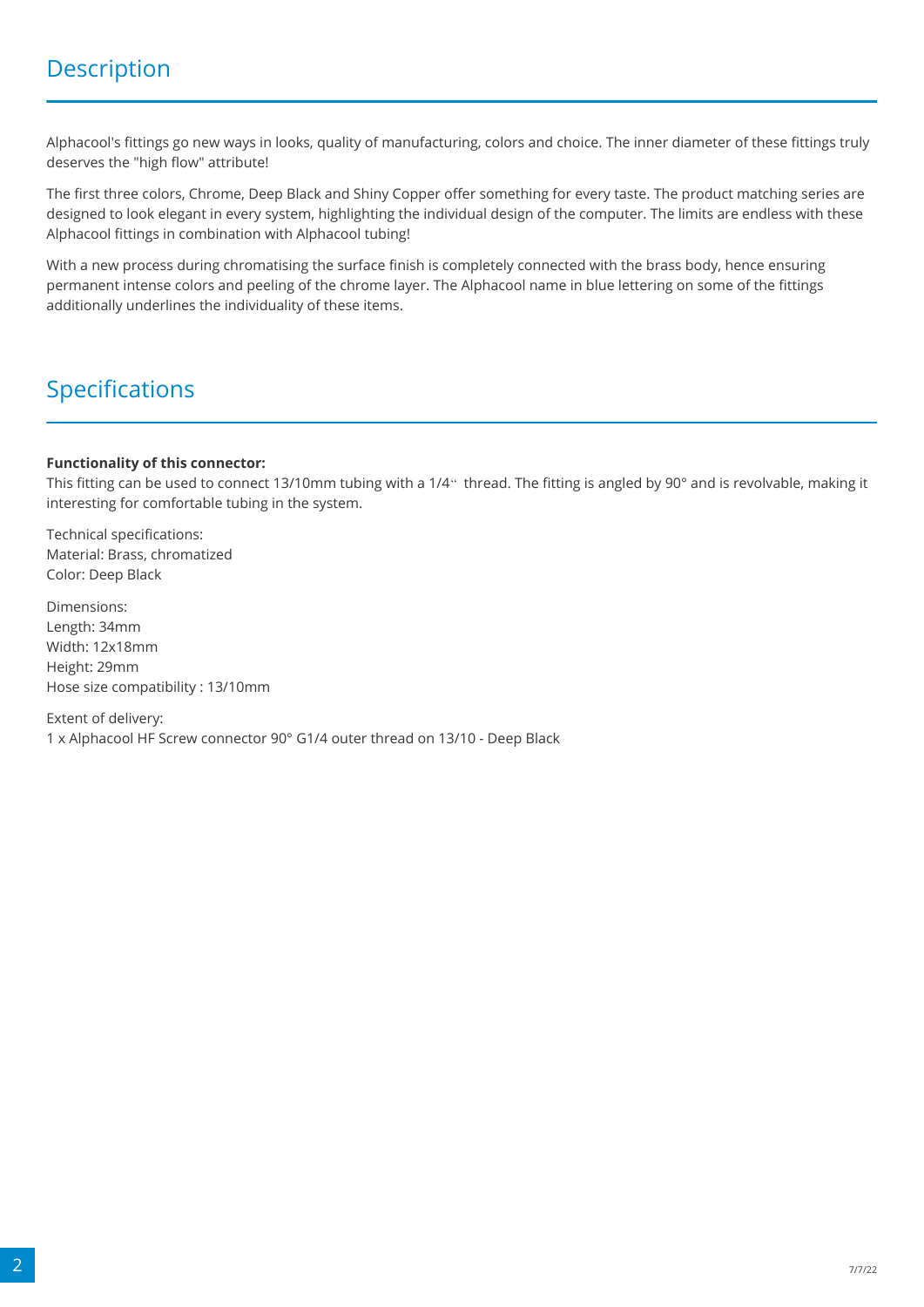## Description

Alphacool's fittings go new ways in looks, quality of manufacturing, colors and choice. The inner diameter of these fittings truly deserves the "high flow" attribute!

The first three colors, Chrome, Deep Black and Shiny Copper offer something for every taste. The product matching series are designed to look elegant in every system, highlighting the individual design of the computer. The limits are endless with these Alphacool fittings in combination with Alphacool tubing!

With a new process during chromatising the surface finish is completely connected with the brass body, hence ensuring permanent intense colors and peeling of the chrome layer. The Alphacool name in blue lettering on some of the fittings additionally underlines the individuality of these items.

## Specifications

**Functionality of this connector:**
This fitting can be used to connect 13/10mm tubing with a 1/4" thread. The fitting is angled by 90° and is revolvable, making it interesting for comfortable tubing in the system.

Technical specifications:
Material: Brass, chromatized
Color: Deep Black

Dimensions:
Length: 34mm
Width: 12x18mm
Height: 29mm
Hose size compatibility : 13/10mm

Extent of delivery:
1 x Alphacool HF Screw connector 90° G1/4 outer thread on 13/10 - Deep Black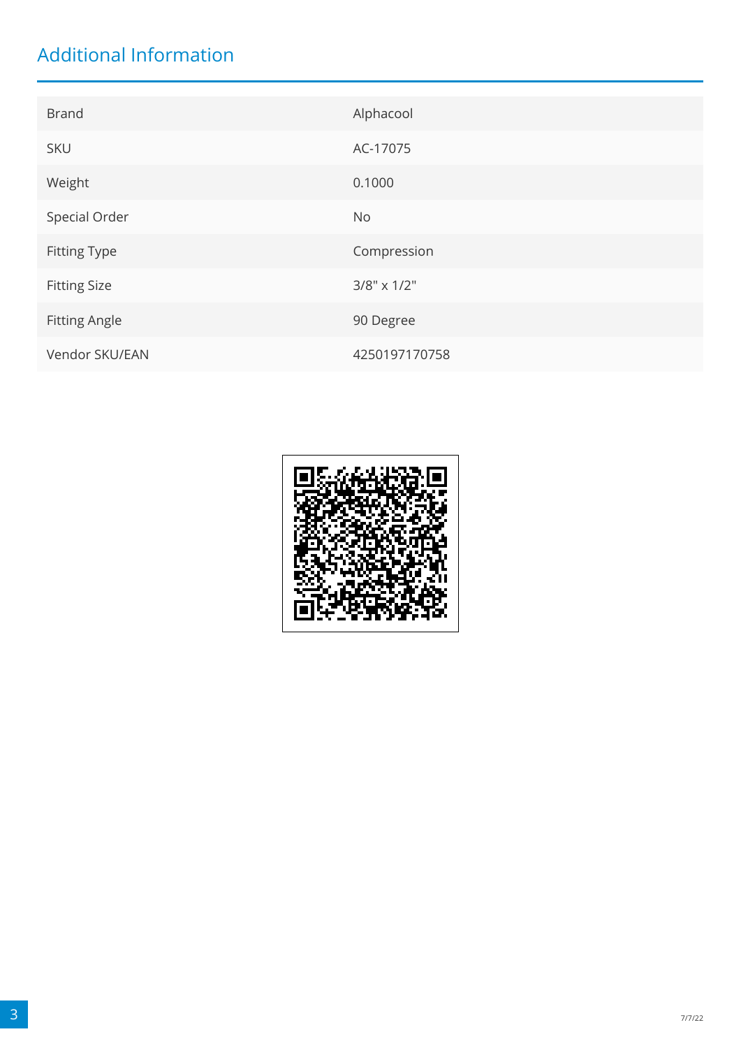## Additional Information

| | |
|---|---|
| Brand | Alphacool |
| SKU | AC-17075 |
| Weight | 0.1000 |
| Special Order | No |
| Fitting Type | Compression |
| Fitting Size | 3/8" x 1/2" |
| Fitting Angle | 90 Degree |
| Vendor SKU/EAN | 4250197170758 |

7/7/22